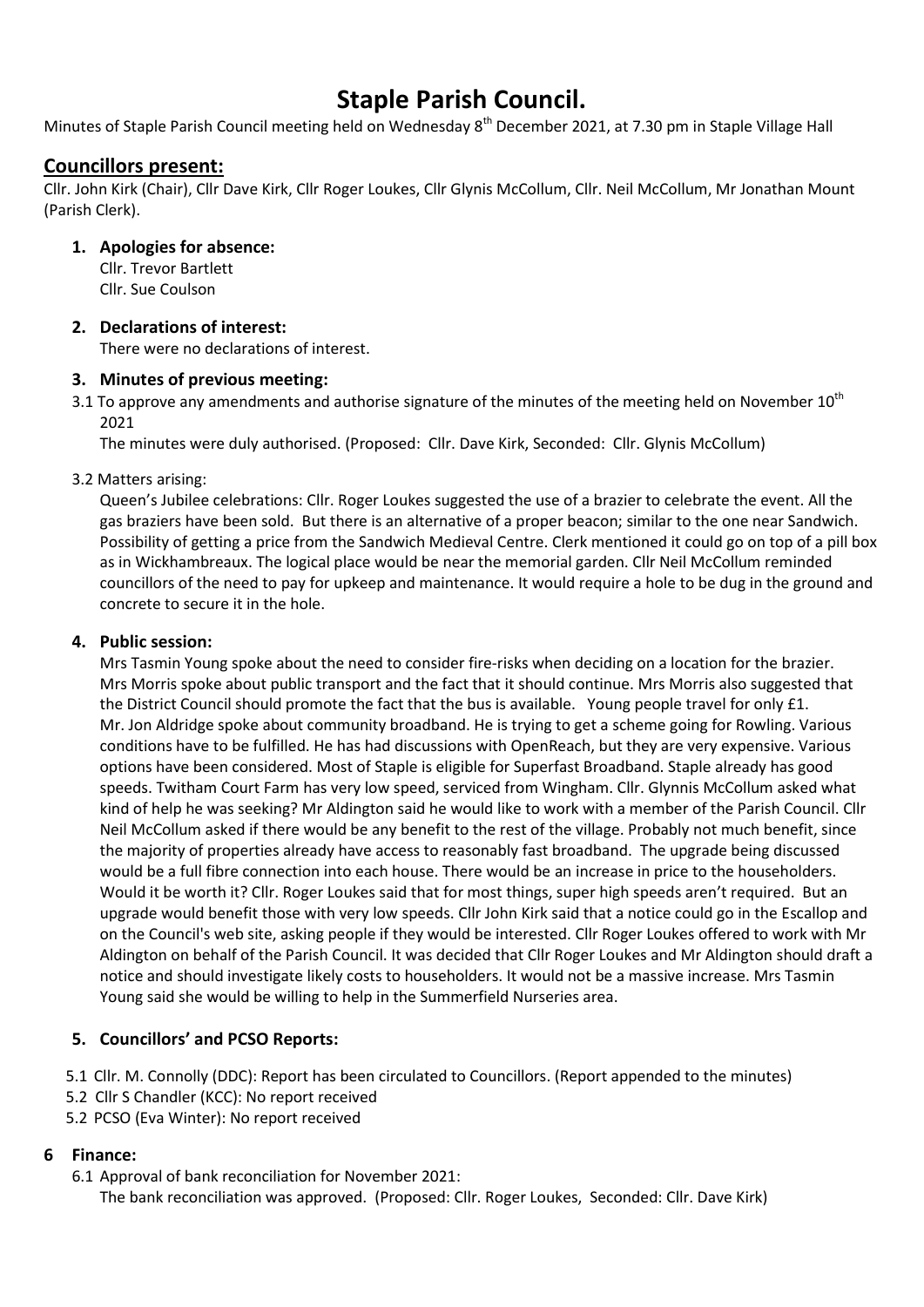# Staple Parish Council.

Minutes of Staple Parish Council meeting held on Wednesday 8th December 2021, at 7.30 pm in Staple Village Hall

## Councillors present:

Cllr. John Kirk (Chair), Cllr Dave Kirk, Cllr Roger Loukes, Cllr Glynis McCollum, Cllr. Neil McCollum, Mr Jonathan Mount (Parish Clerk).

1. **Apologies for absence:**
   Cllr. Trevor Bartlett
   Cllr. Sue Coulson

2. **Declarations of interest:**
   There were no declarations of interest.

3. **Minutes of previous meeting:**

3.1 To approve any amendments and authorise signature of the minutes of the meeting held on November 10th 2021

The minutes were duly authorised. (Proposed: Cllr. Dave Kirk, Seconded: Cllr. Glynis McCollum)

3.2 Matters arising:

Queen's Jubilee celebrations: Cllr. Roger Loukes suggested the use of a brazier to celebrate the event. All the gas braziers have been sold. But there is an alternative of a proper beacon; similar to the one near Sandwich. Possibility of getting a price from the Sandwich Medieval Centre. Clerk mentioned it could go on top of a pill box as in Wickhambreaux. The logical place would be near the memorial garden. Cllr Neil McCollum reminded councillors of the need to pay for upkeep and maintenance. It would require a hole to be dug in the ground and concrete to secure it in the hole.

4. **Public session:**

Mrs Tasmin Young spoke about the need to consider fire-risks when deciding on a location for the brazier. Mrs Morris spoke about public transport and the fact that it should continue. Mrs Morris also suggested that the District Council should promote the fact that the bus is available. Young people travel for only £1. Mr. Jon Aldridge spoke about community broadband. He is trying to get a scheme going for Rowling. Various conditions have to be fulfilled. He has had discussions with OpenReach, but they are very expensive. Various options have been considered. Most of Staple is eligible for Superfast Broadband. Staple already has good speeds. Twitham Court Farm has very low speed, serviced from Wingham. Cllr. Glynnis McCollum asked what kind of help he was seeking? Mr Aldington said he would like to work with a member of the Parish Council. Cllr Neil McCollum asked if there would be any benefit to the rest of the village. Probably not much benefit, since the majority of properties already have access to reasonably fast broadband. The upgrade being discussed would be a full fibre connection into each house. There would be an increase in price to the householders. Would it be worth it? Cllr. Roger Loukes said that for most things, super high speeds aren't required. But an upgrade would benefit those with very low speeds. Cllr John Kirk said that a notice could go in the Escallop and on the Council's web site, asking people if they would be interested. Cllr Roger Loukes offered to work with Mr Aldington on behalf of the Parish Council. It was decided that Cllr Roger Loukes and Mr Aldington should draft a notice and should investigate likely costs to householders. It would not be a massive increase. Mrs Tasmin Young said she would be willing to help in the Summerfield Nurseries area.

5. **Councillors' and PCSO Reports:**

5.1 Cllr. M. Connolly (DDC): Report has been circulated to Councillors. (Report appended to the minutes)
5.2 Cllr S Chandler (KCC): No report received
5.2 PCSO (Eva Winter): No report received

6. **Finance:**

6.1 Approval of bank reconciliation for November 2021:
The bank reconciliation was approved. (Proposed: Cllr. Roger Loukes, Seconded: Cllr. Dave Kirk)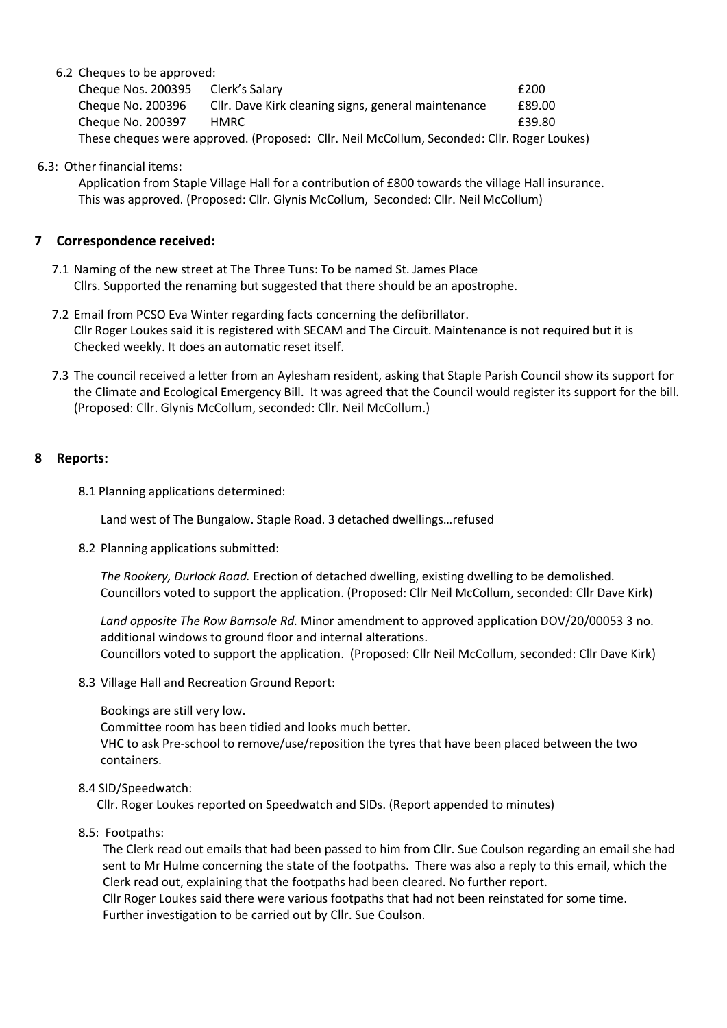6.2 Cheques to be approved:

| | | |
|---|---|---|
| Cheque Nos. 200395 | Clerk's Salary | £200 |
| Cheque No. 200396 | Cllr. Dave Kirk cleaning signs, general maintenance | £89.00 |
| Cheque No. 200397 | HMRC | £39.80 |

These cheques were approved. (Proposed: Cllr. Neil McCollum, Seconded: Cllr. Roger Loukes)

6.3: Other financial items:

Application from Staple Village Hall for a contribution of £800 towards the village Hall insurance. This was approved. (Proposed: Cllr. Glynis McCollum, Seconded: Cllr. Neil McCollum)

## 7 Correspondence received:

7.1 Naming of the new street at The Three Tuns: To be named St. James Place
Cllrs. Supported the renaming but suggested that there should be an apostrophe.

7.2 Email from PCSO Eva Winter regarding facts concerning the defibrillator.
Cllr Roger Loukes said it is registered with SECAM and The Circuit. Maintenance is not required but it is Checked weekly. It does an automatic reset itself.

7.3 The council received a letter from an Aylesham resident, asking that Staple Parish Council show its support for the Climate and Ecological Emergency Bill. It was agreed that the Council would register its support for the bill. (Proposed: Cllr. Glynis McCollum, seconded: Cllr. Neil McCollum.)

## 8 Reports:

8.1 Planning applications determined:

Land west of The Bungalow. Staple Road. 3 detached dwellings…refused

8.2 Planning applications submitted:

*The Rookery, Durlock Road.* Erection of detached dwelling, existing dwelling to be demolished.
Councillors voted to support the application. (Proposed: Cllr Neil McCollum, seconded: Cllr Dave Kirk)

*Land opposite The Row Barnsole Rd.* Minor amendment to approved application DOV/20/00053 3 no. additional windows to ground floor and internal alterations.
Councillors voted to support the application. (Proposed: Cllr Neil McCollum, seconded: Cllr Dave Kirk)

8.3 Village Hall and Recreation Ground Report:

Bookings are still very low.
Committee room has been tidied and looks much better.
VHC to ask Pre-school to remove/use/reposition the tyres that have been placed between the two containers.

8.4 SID/Speedwatch:

Cllr. Roger Loukes reported on Speedwatch and SIDs. (Report appended to minutes)

8.5: Footpaths:

The Clerk read out emails that had been passed to him from Cllr. Sue Coulson regarding an email she had sent to Mr Hulme concerning the state of the footpaths. There was also a reply to this email, which the Clerk read out, explaining that the footpaths had been cleared. No further report.
Cllr Roger Loukes said there were various footpaths that had not been reinstated for some time.
Further investigation to be carried out by Cllr. Sue Coulson.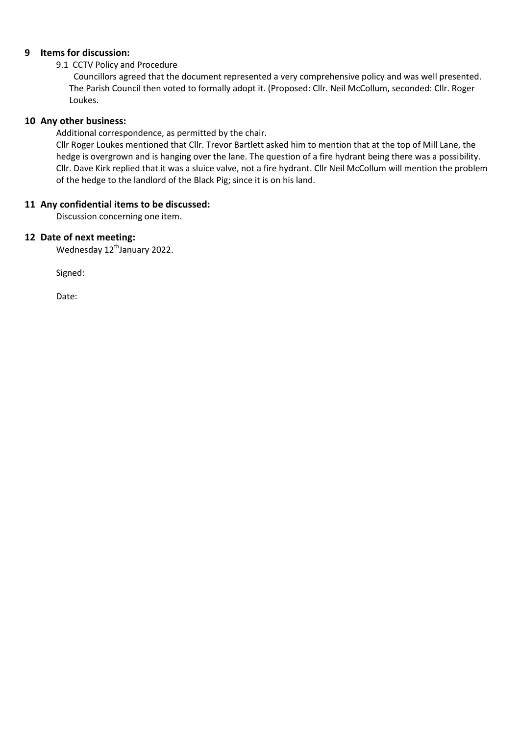## 9 Items for discussion:

9.1 CCTV Policy and Procedure

Councillors agreed that the document represented a very comprehensive policy and was well presented. The Parish Council then voted to formally adopt it. (Proposed: Cllr. Neil McCollum, seconded: Cllr. Roger Loukes.

## 10 Any other business:

Additional correspondence, as permitted by the chair.

Cllr Roger Loukes mentioned that Cllr. Trevor Bartlett asked him to mention that at the top of Mill Lane, the hedge is overgrown and is hanging over the lane. The question of a fire hydrant being there was a possibility. Cllr. Dave Kirk replied that it was a sluice valve, not a fire hydrant. Cllr Neil McCollum will mention the problem of the hedge to the landlord of the Black Pig; since it is on his land.

## 11 Any confidential items to be discussed:

Discussion concerning one item.

## 12 Date of next meeting:

Wednesday 12th January 2022.

Signed:

Date: